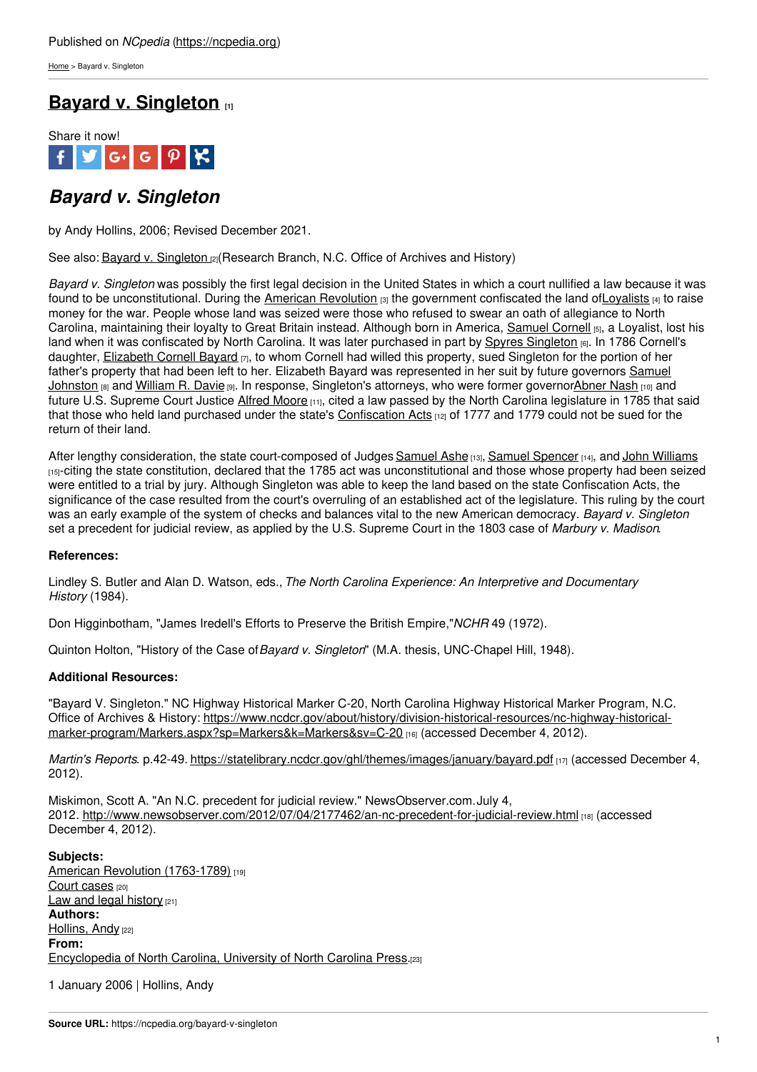Published on *NCpedia* (https://ncpedia.org)

Home > Bayard v. Singleton

# Bayard v. Singleton [1]

Share it now!

## *Bayard v. Singleton*

by Andy Hollins, 2006; Revised December 2021.

See also: Bayard v. Singleton [2](Research Branch, N.C. Office of Archives and History)

*Bayard v. Singleton* was possibly the first legal decision in the United States in which a court nullified a law because it was found to be unconstitutional. During the American Revolution [3] the government confiscated the land of Loyalists [4] to raise money for the war. People whose land was seized were those who refused to swear an oath of allegiance to North Carolina, maintaining their loyalty to Great Britain instead. Although born in America, Samuel Cornell [5], a Loyalist, lost his land when it was confiscated by North Carolina. It was later purchased in part by Spyres Singleton [6]. In 1786 Cornell's daughter, Elizabeth Cornell Bayard [7], to whom Cornell had willed this property, sued Singleton for the portion of her father's property that had been left to her. Elizabeth Bayard was represented in her suit by future governors Samuel Johnston [8] and William R. Davie [9]. In response, Singleton's attorneys, who were former governor Abner Nash [10] and future U.S. Supreme Court Justice Alfred Moore [11], cited a law passed by the North Carolina legislature in 1785 that said that those who held land purchased under the state's Confiscation Acts [12] of 1777 and 1779 could not be sued for the return of their land.

After lengthy consideration, the state court-composed of Judges Samuel Ashe [13], Samuel Spencer [14], and John Williams [15]-citing the state constitution, declared that the 1785 act was unconstitutional and those whose property had been seized were entitled to a trial by jury. Although Singleton was able to keep the land based on the state Confiscation Acts, the significance of the case resulted from the court's overruling of an established act of the legislature. This ruling by the court was an early example of the system of checks and balances vital to the new American democracy. *Bayard v. Singleton* set a precedent for judicial review, as applied by the U.S. Supreme Court in the 1803 case of *Marbury v. Madison*.

**References:**

Lindley S. Butler and Alan D. Watson, eds., *The North Carolina Experience: An Interpretive and Documentary History* (1984).

Don Higginbotham, "James Iredell's Efforts to Preserve the British Empire," *NCHR* 49 (1972).

Quinton Holton, "History of the Case of *Bayard v. Singleton*" (M.A. thesis, UNC-Chapel Hill, 1948).

**Additional Resources:**

"Bayard V. Singleton." NC Highway Historical Marker C-20, North Carolina Highway Historical Marker Program, N.C. Office of Archives & History: https://www.ncdcr.gov/about/history/division-historical-resources/nc-highway-historical-marker-program/Markers.aspx?sp=Markers&k=Markers&sv=C-20 [16] (accessed December 4, 2012).

*Martin's Reports*. p.42-49. https://statelibrary.ncdcr.gov/ghl/themes/images/january/bayard.pdf [17] (accessed December 4, 2012).

Miskimon, Scott A. "An N.C. precedent for judicial review." NewsObserver.com. July 4, 2012. http://www.newsobserver.com/2012/07/04/2177462/an-nc-precedent-for-judicial-review.html [18] (accessed December 4, 2012).

**Subjects:**
American Revolution (1763-1789) [19]
Court cases [20]
Law and legal history [21]
**Authors:**
Hollins, Andy [22]
**From:**
Encyclopedia of North Carolina, University of North Carolina Press.[23]

1 January 2006 | Hollins, Andy

**Source URL:** https://ncpedia.org/bayard-v-singleton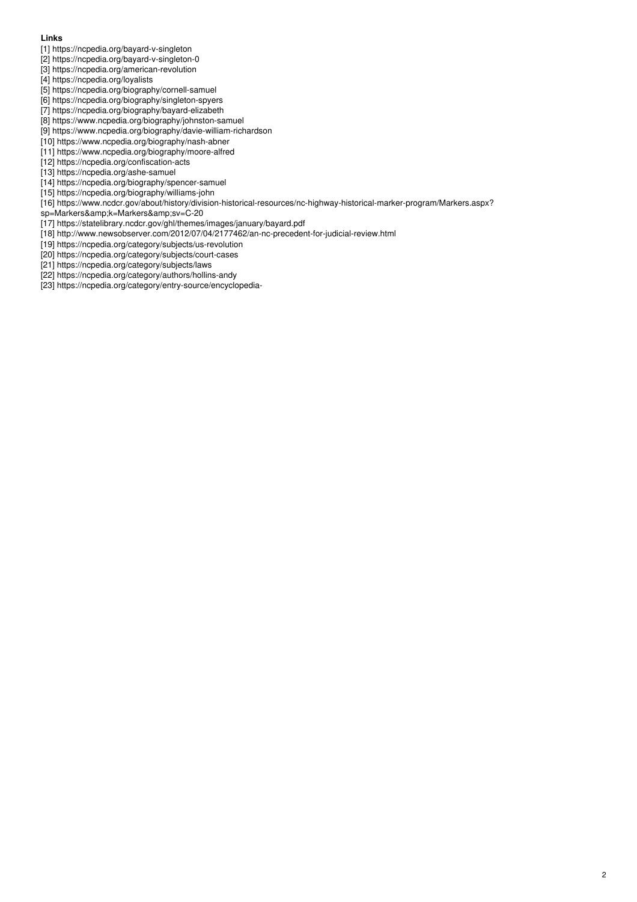**Links**

[1] https://ncpedia.org/bayard-v-singleton
[2] https://ncpedia.org/bayard-v-singleton-0
[3] https://ncpedia.org/american-revolution
[4] https://ncpedia.org/loyalists
[5] https://ncpedia.org/biography/cornell-samuel
[6] https://ncpedia.org/biography/singleton-spyers
[7] https://ncpedia.org/biography/bayard-elizabeth
[8] https://www.ncpedia.org/biography/johnston-samuel
[9] https://www.ncpedia.org/biography/davie-william-richardson
[10] https://www.ncpedia.org/biography/nash-abner
[11] https://www.ncpedia.org/biography/moore-alfred
[12] https://ncpedia.org/confiscation-acts
[13] https://ncpedia.org/ashe-samuel
[14] https://ncpedia.org/biography/spencer-samuel
[15] https://ncpedia.org/biography/williams-john
[16] https://www.ncdcr.gov/about/history/division-historical-resources/nc-highway-historical-marker-program/Markers.aspx?sp=Markers&amp;k=Markers&amp;sv=C-20
[17] https://statelibrary.ncdcr.gov/ghl/themes/images/january/bayard.pdf
[18] http://www.newsobserver.com/2012/07/04/2177462/an-nc-precedent-for-judicial-review.html
[19] https://ncpedia.org/category/subjects/us-revolution
[20] https://ncpedia.org/category/subjects/court-cases
[21] https://ncpedia.org/category/subjects/laws
[22] https://ncpedia.org/category/authors/hollins-andy
[23] https://ncpedia.org/category/entry-source/encyclopedia-